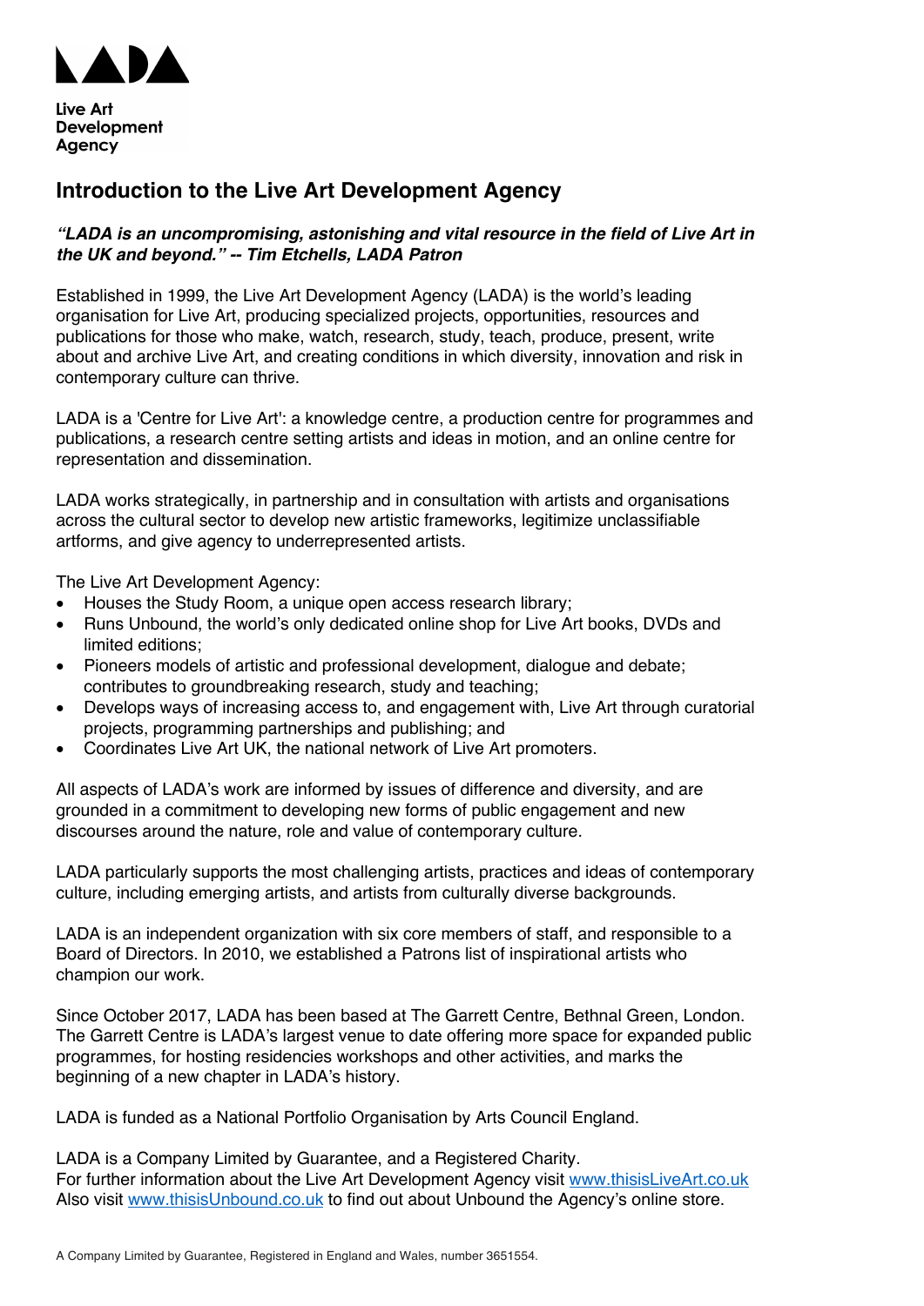Live Art
Development
Agency

# Introduction to the Live Art Development Agency

***"LADA is an uncompromising, astonishing and vital resource in the field of Live Art in the UK and beyond." -- Tim Etchells, LADA Patron***

Established in 1999, the Live Art Development Agency (LADA) is the world's leading organisation for Live Art, producing specialized projects, opportunities, resources and publications for those who make, watch, research, study, teach, produce, present, write about and archive Live Art, and creating conditions in which diversity, innovation and risk in contemporary culture can thrive.

LADA is a 'Centre for Live Art': a knowledge centre, a production centre for programmes and publications, a research centre setting artists and ideas in motion, and an online centre for representation and dissemination.

LADA works strategically, in partnership and in consultation with artists and organisations across the cultural sector to develop new artistic frameworks, legitimize unclassifiable artforms, and give agency to underrepresented artists.

The Live Art Development Agency:

- Houses the Study Room, a unique open access research library;
- Runs Unbound, the world's only dedicated online shop for Live Art books, DVDs and limited editions;
- Pioneers models of artistic and professional development, dialogue and debate; contributes to groundbreaking research, study and teaching;
- Develops ways of increasing access to, and engagement with, Live Art through curatorial projects, programming partnerships and publishing; and
- Coordinates Live Art UK, the national network of Live Art promoters.

All aspects of LADA's work are informed by issues of difference and diversity, and are grounded in a commitment to developing new forms of public engagement and new discourses around the nature, role and value of contemporary culture.

LADA particularly supports the most challenging artists, practices and ideas of contemporary culture, including emerging artists, and artists from culturally diverse backgrounds.

LADA is an independent organization with six core members of staff, and responsible to a Board of Directors. In 2010, we established a Patrons list of inspirational artists who champion our work.

Since October 2017, LADA has been based at The Garrett Centre, Bethnal Green, London. The Garrett Centre is LADA's largest venue to date offering more space for expanded public programmes, for hosting residencies workshops and other activities, and marks the beginning of a new chapter in LADA's history.

LADA is funded as a National Portfolio Organisation by Arts Council England.

LADA is a Company Limited by Guarantee, and a Registered Charity.
For further information about the Live Art Development Agency visit [www.thisisLiveArt.co.uk](http://www.thisisLiveArt.co.uk)
Also visit [www.thisisUnbound.co.uk](http://www.thisisUnbound.co.uk) to find out about Unbound the Agency's online store.

A Company Limited by Guarantee, Registered in England and Wales, number 3651554.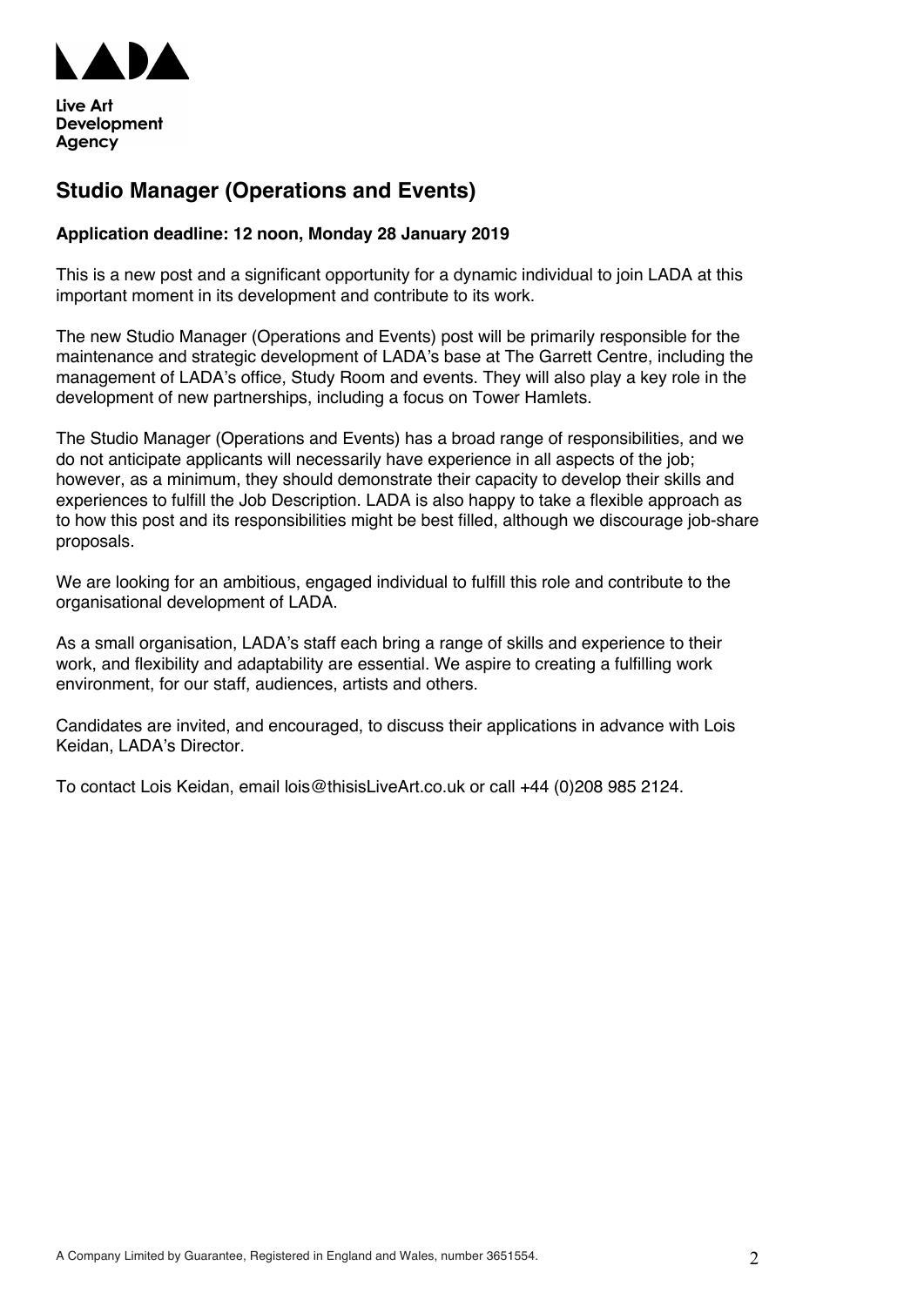Live Art Development Agency

## Studio Manager (Operations and Events)

**Application deadline: 12 noon, Monday 28 January 2019**

This is a new post and a significant opportunity for a dynamic individual to join LADA at this important moment in its development and contribute to its work.

The new Studio Manager (Operations and Events) post will be primarily responsible for the maintenance and strategic development of LADA's base at The Garrett Centre, including the management of LADA's office, Study Room and events. They will also play a key role in the development of new partnerships, including a focus on Tower Hamlets.

The Studio Manager (Operations and Events) has a broad range of responsibilities, and we do not anticipate applicants will necessarily have experience in all aspects of the job; however, as a minimum, they should demonstrate their capacity to develop their skills and experiences to fulfill the Job Description. LADA is also happy to take a flexible approach as to how this post and its responsibilities might be best filled, although we discourage job-share proposals.

We are looking for an ambitious, engaged individual to fulfill this role and contribute to the organisational development of LADA.

As a small organisation, LADA's staff each bring a range of skills and experience to their work, and flexibility and adaptability are essential. We aspire to creating a fulfilling work environment, for our staff, audiences, artists and others.

Candidates are invited, and encouraged, to discuss their applications in advance with Lois Keidan, LADA's Director.

To contact Lois Keidan, email lois@thisisLiveArt.co.uk or call +44 (0)208 985 2124.

A Company Limited by Guarantee, Registered in England and Wales, number 3651554.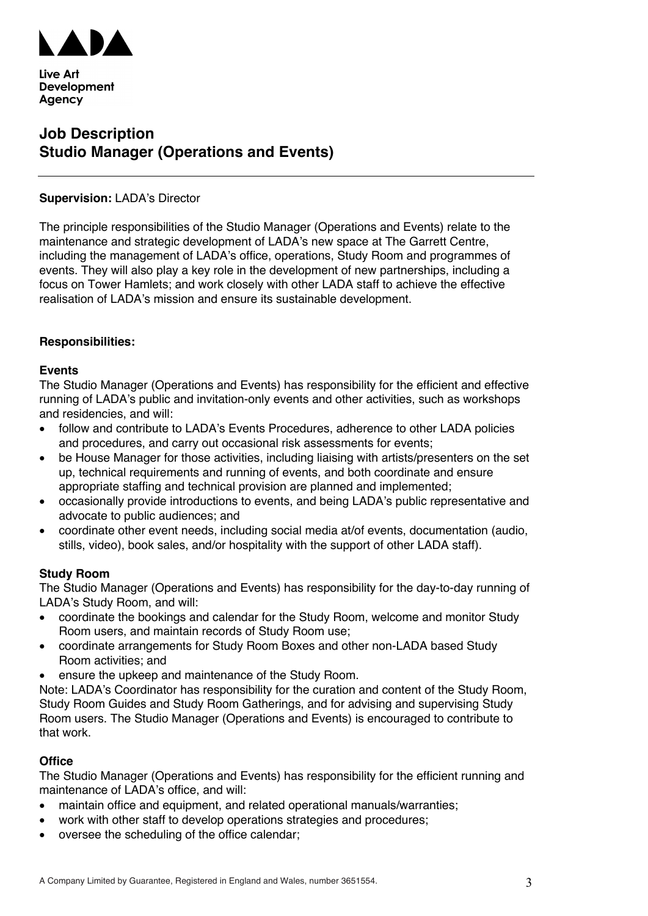Live Art Development Agency

# Job Description
# Studio Manager (Operations and Events)

---

**Supervision:** LADA's Director

The principle responsibilities of the Studio Manager (Operations and Events) relate to the maintenance and strategic development of LADA's new space at The Garrett Centre, including the management of LADA's office, operations, Study Room and programmes of events. They will also play a key role in the development of new partnerships, including a focus on Tower Hamlets; and work closely with other LADA staff to achieve the effective realisation of LADA's mission and ensure its sustainable development.

**Responsibilities:**

**Events**

The Studio Manager (Operations and Events) has responsibility for the efficient and effective running of LADA's public and invitation-only events and other activities, such as workshops and residencies, and will:

- follow and contribute to LADA's Events Procedures, adherence to other LADA policies and procedures, and carry out occasional risk assessments for events;
- be House Manager for those activities, including liaising with artists/presenters on the set up, technical requirements and running of events, and both coordinate and ensure appropriate staffing and technical provision are planned and implemented;
- occasionally provide introductions to events, and being LADA's public representative and advocate to public audiences; and
- coordinate other event needs, including social media at/of events, documentation (audio, stills, video), book sales, and/or hospitality with the support of other LADA staff).

**Study Room**

The Studio Manager (Operations and Events) has responsibility for the day-to-day running of LADA's Study Room, and will:

- coordinate the bookings and calendar for the Study Room, welcome and monitor Study Room users, and maintain records of Study Room use;
- coordinate arrangements for Study Room Boxes and other non-LADA based Study Room activities; and
- ensure the upkeep and maintenance of the Study Room.

Note: LADA's Coordinator has responsibility for the curation and content of the Study Room, Study Room Guides and Study Room Gatherings, and for advising and supervising Study Room users. The Studio Manager (Operations and Events) is encouraged to contribute to that work.

**Office**

The Studio Manager (Operations and Events) has responsibility for the efficient running and maintenance of LADA's office, and will:

- maintain office and equipment, and related operational manuals/warranties;
- work with other staff to develop operations strategies and procedures;
- oversee the scheduling of the office calendar;

A Company Limited by Guarantee, Registered in England and Wales, number 3651554.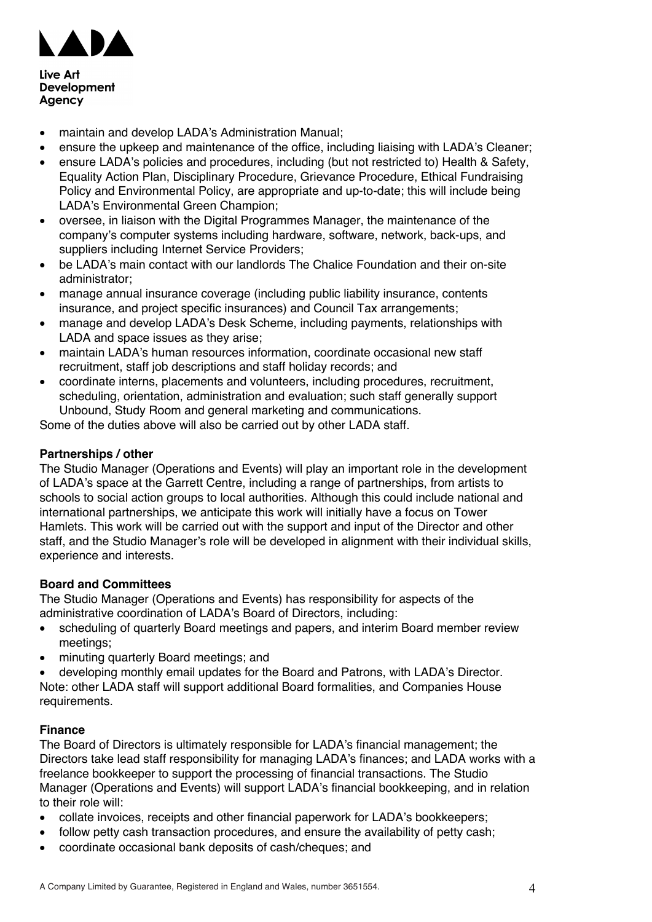- maintain and develop LADA's Administration Manual;
- ensure the upkeep and maintenance of the office, including liaising with LADA's Cleaner;
- ensure LADA's policies and procedures, including (but not restricted to) Health & Safety, Equality Action Plan, Disciplinary Procedure, Grievance Procedure, Ethical Fundraising Policy and Environmental Policy, are appropriate and up-to-date; this will include being LADA's Environmental Green Champion;
- oversee, in liaison with the Digital Programmes Manager, the maintenance of the company's computer systems including hardware, software, network, back-ups, and suppliers including Internet Service Providers;
- be LADA's main contact with our landlords The Chalice Foundation and their on-site administrator;
- manage annual insurance coverage (including public liability insurance, contents insurance, and project specific insurances) and Council Tax arrangements;
- manage and develop LADA's Desk Scheme, including payments, relationships with LADA and space issues as they arise;
- maintain LADA's human resources information, coordinate occasional new staff recruitment, staff job descriptions and staff holiday records; and
- coordinate interns, placements and volunteers, including procedures, recruitment, scheduling, orientation, administration and evaluation; such staff generally support Unbound, Study Room and general marketing and communications.

Some of the duties above will also be carried out by other LADA staff.

**Partnerships / other**

The Studio Manager (Operations and Events) will play an important role in the development of LADA's space at the Garrett Centre, including a range of partnerships, from artists to schools to social action groups to local authorities. Although this could include national and international partnerships, we anticipate this work will initially have a focus on Tower Hamlets. This work will be carried out with the support and input of the Director and other staff, and the Studio Manager's role will be developed in alignment with their individual skills, experience and interests.

**Board and Committees**

The Studio Manager (Operations and Events) has responsibility for aspects of the administrative coordination of LADA's Board of Directors, including:

- scheduling of quarterly Board meetings and papers, and interim Board member review meetings;
- minuting quarterly Board meetings; and
- developing monthly email updates for the Board and Patrons, with LADA's Director.

Note: other LADA staff will support additional Board formalities, and Companies House requirements.

**Finance**

The Board of Directors is ultimately responsible for LADA's financial management; the Directors take lead staff responsibility for managing LADA's finances; and LADA works with a freelance bookkeeper to support the processing of financial transactions. The Studio Manager (Operations and Events) will support LADA's financial bookkeeping, and in relation to their role will:

- collate invoices, receipts and other financial paperwork for LADA's bookkeepers;
- follow petty cash transaction procedures, and ensure the availability of petty cash;
- coordinate occasional bank deposits of cash/cheques; and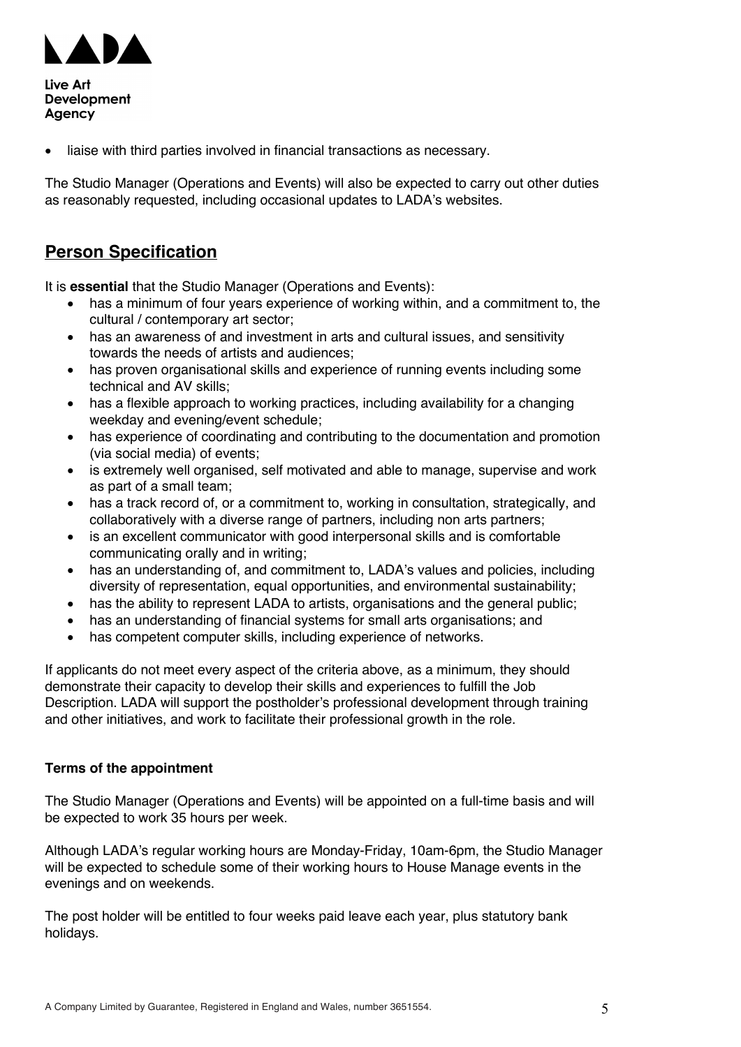- liaise with third parties involved in financial transactions as necessary.

The Studio Manager (Operations and Events) will also be expected to carry out other duties as reasonably requested, including occasional updates to LADA's websites.

## Person Specification

It is **essential** that the Studio Manager (Operations and Events):

- has a minimum of four years experience of working within, and a commitment to, the cultural / contemporary art sector;
- has an awareness of and investment in arts and cultural issues, and sensitivity towards the needs of artists and audiences;
- has proven organisational skills and experience of running events including some technical and AV skills;
- has a flexible approach to working practices, including availability for a changing weekday and evening/event schedule;
- has experience of coordinating and contributing to the documentation and promotion (via social media) of events;
- is extremely well organised, self motivated and able to manage, supervise and work as part of a small team;
- has a track record of, or a commitment to, working in consultation, strategically, and collaboratively with a diverse range of partners, including non arts partners;
- is an excellent communicator with good interpersonal skills and is comfortable communicating orally and in writing;
- has an understanding of, and commitment to, LADA's values and policies, including diversity of representation, equal opportunities, and environmental sustainability;
- has the ability to represent LADA to artists, organisations and the general public;
- has an understanding of financial systems for small arts organisations; and
- has competent computer skills, including experience of networks.

If applicants do not meet every aspect of the criteria above, as a minimum, they should demonstrate their capacity to develop their skills and experiences to fulfill the Job Description. LADA will support the postholder's professional development through training and other initiatives, and work to facilitate their professional growth in the role.

### Terms of the appointment

The Studio Manager (Operations and Events) will be appointed on a full-time basis and will be expected to work 35 hours per week.

Although LADA's regular working hours are Monday-Friday, 10am-6pm, the Studio Manager will be expected to schedule some of their working hours to House Manage events in the evenings and on weekends.

The post holder will be entitled to four weeks paid leave each year, plus statutory bank holidays.

A Company Limited by Guarantee, Registered in England and Wales, number 3651554.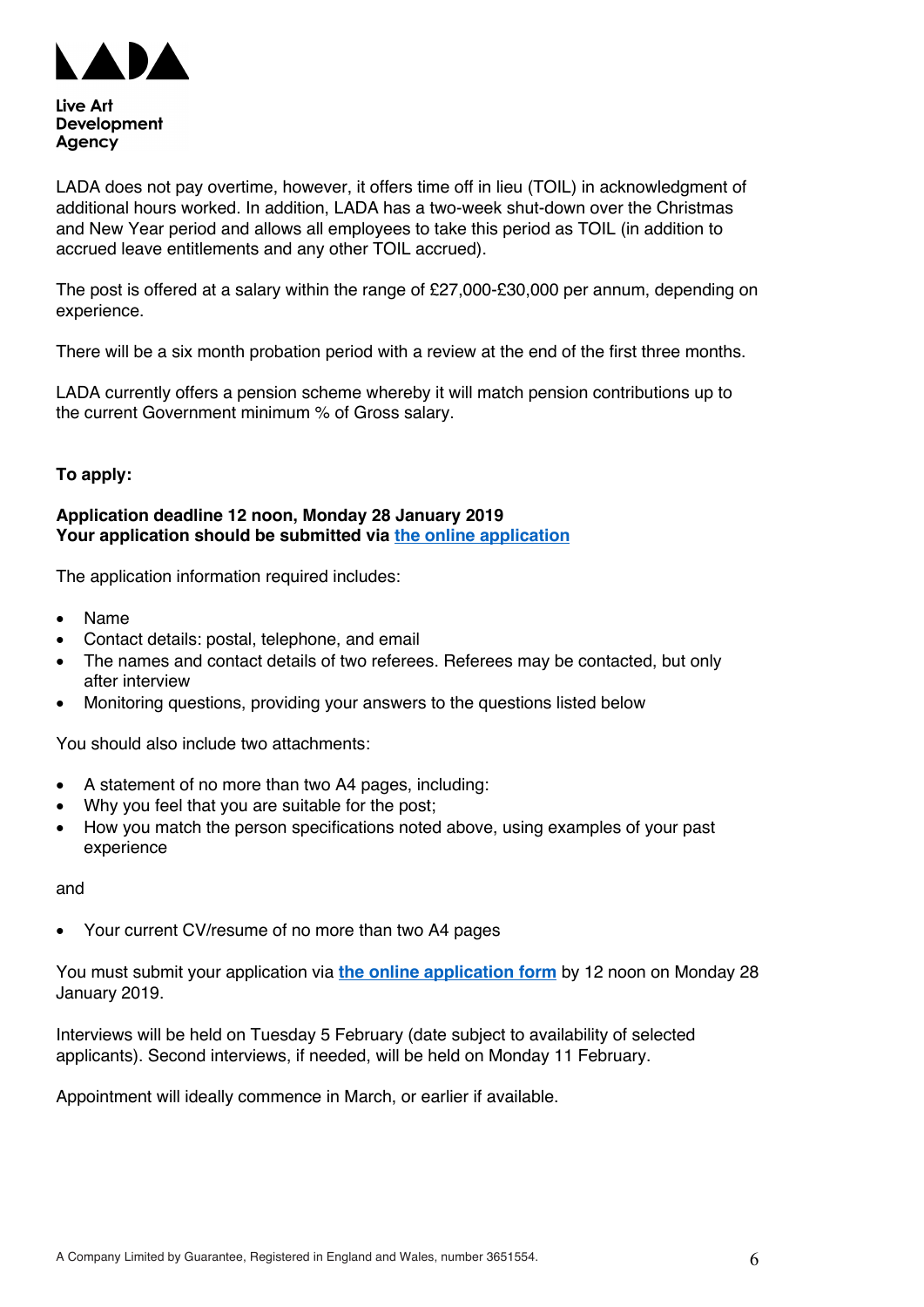LADA does not pay overtime, however, it offers time off in lieu (TOIL) in acknowledgment of additional hours worked. In addition, LADA has a two-week shut-down over the Christmas and New Year period and allows all employees to take this period as TOIL (in addition to accrued leave entitlements and any other TOIL accrued).

The post is offered at a salary within the range of £27,000-£30,000 per annum, depending on experience.

There will be a six month probation period with a review at the end of the first three months.

LADA currently offers a pension scheme whereby it will match pension contributions up to the current Government minimum % of Gross salary.

**To apply:**

**Application deadline 12 noon, Monday 28 January 2019**
**Your application should be submitted via the online application**

The application information required includes:

- Name
- Contact details: postal, telephone, and email
- The names and contact details of two referees. Referees may be contacted, but only after interview
- Monitoring questions, providing your answers to the questions listed below

You should also include two attachments:

- A statement of no more than two A4 pages, including:
- Why you feel that you are suitable for the post;
- How you match the person specifications noted above, using examples of your past experience

and

- Your current CV/resume of no more than two A4 pages

You must submit your application via **the online application form** by 12 noon on Monday 28 January 2019.

Interviews will be held on Tuesday 5 February (date subject to availability of selected applicants). Second interviews, if needed, will be held on Monday 11 February.

Appointment will ideally commence in March, or earlier if available.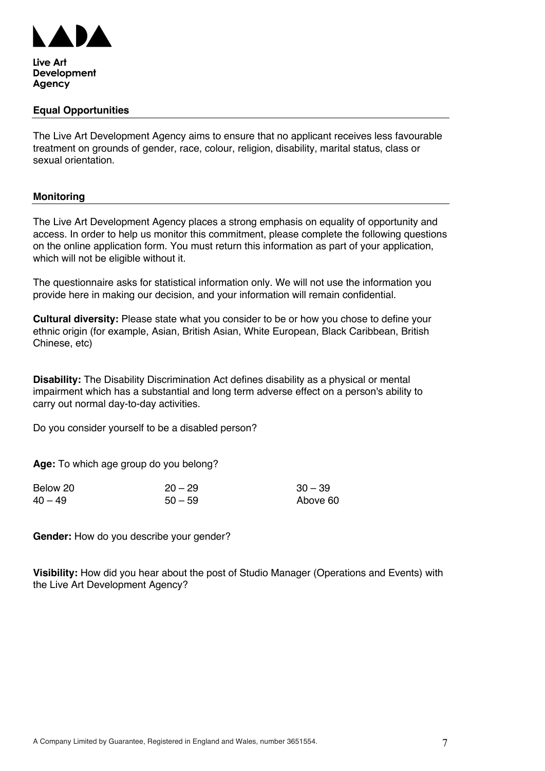Live Art Development Agency

## Equal Opportunities

The Live Art Development Agency aims to ensure that no applicant receives less favourable treatment on grounds of gender, race, colour, religion, disability, marital status, class or sexual orientation.

## Monitoring

The Live Art Development Agency places a strong emphasis on equality of opportunity and access. In order to help us monitor this commitment, please complete the following questions on the online application form. You must return this information as part of your application, which will not be eligible without it.

The questionnaire asks for statistical information only. We will not use the information you provide here in making our decision, and your information will remain confidential.

**Cultural diversity:** Please state what you consider to be or how you chose to define your ethnic origin (for example, Asian, British Asian, White European, Black Caribbean, British Chinese, etc)

**Disability:** The Disability Discrimination Act defines disability as a physical or mental impairment which has a substantial and long term adverse effect on a person's ability to carry out normal day-to-day activities.

Do you consider yourself to be a disabled person?

**Age:** To which age group do you belong?

| | | |
|---|---|---|
| Below 20 | 20 – 29 | 30 – 39 |
| 40 – 49 | 50 – 59 | Above 60 |

**Gender:** How do you describe your gender?

**Visibility:** How did you hear about the post of Studio Manager (Operations and Events) with the Live Art Development Agency?

A Company Limited by Guarantee, Registered in England and Wales, number 3651554.